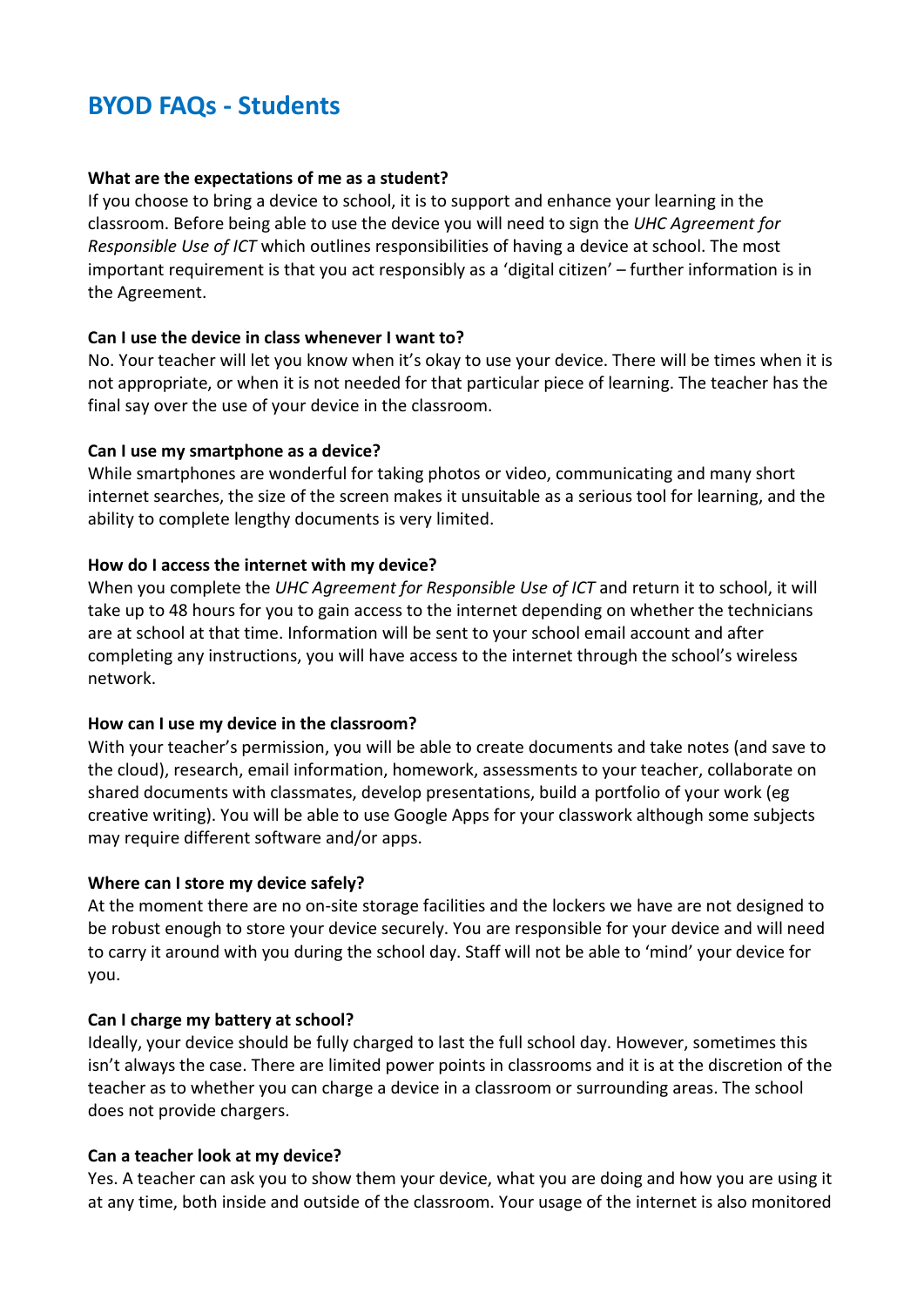# BYOD FAQs - Students

**What are the expectations of me as a student?**

If you choose to bring a device to school, it is to support and enhance your learning in the classroom. Before being able to use the device you will need to sign the *UHC Agreement for Responsible Use of ICT* which outlines responsibilities of having a device at school. The most important requirement is that you act responsibly as a 'digital citizen' – further information is in the Agreement.

**Can I use the device in class whenever I want to?**

No. Your teacher will let you know when it's okay to use your device. There will be times when it is not appropriate, or when it is not needed for that particular piece of learning. The teacher has the final say over the use of your device in the classroom.

**Can I use my smartphone as a device?**

While smartphones are wonderful for taking photos or video, communicating and many short internet searches, the size of the screen makes it unsuitable as a serious tool for learning, and the ability to complete lengthy documents is very limited.

**How do I access the internet with my device?**

When you complete the *UHC Agreement for Responsible Use of ICT* and return it to school, it will take up to 48 hours for you to gain access to the internet depending on whether the technicians are at school at that time. Information will be sent to your school email account and after completing any instructions, you will have access to the internet through the school's wireless network.

**How can I use my device in the classroom?**

With your teacher's permission, you will be able to create documents and take notes (and save to the cloud), research, email information, homework, assessments to your teacher, collaborate on shared documents with classmates, develop presentations, build a portfolio of your work (eg creative writing). You will be able to use Google Apps for your classwork although some subjects may require different software and/or apps.

**Where can I store my device safely?**

At the moment there are no on-site storage facilities and the lockers we have are not designed to be robust enough to store your device securely. You are responsible for your device and will need to carry it around with you during the school day. Staff will not be able to 'mind' your device for you.

**Can I charge my battery at school?**

Ideally, your device should be fully charged to last the full school day. However, sometimes this isn't always the case. There are limited power points in classrooms and it is at the discretion of the teacher as to whether you can charge a device in a classroom or surrounding areas. The school does not provide chargers.

**Can a teacher look at my device?**

Yes. A teacher can ask you to show them your device, what you are doing and how you are using it at any time, both inside and outside of the classroom. Your usage of the internet is also monitored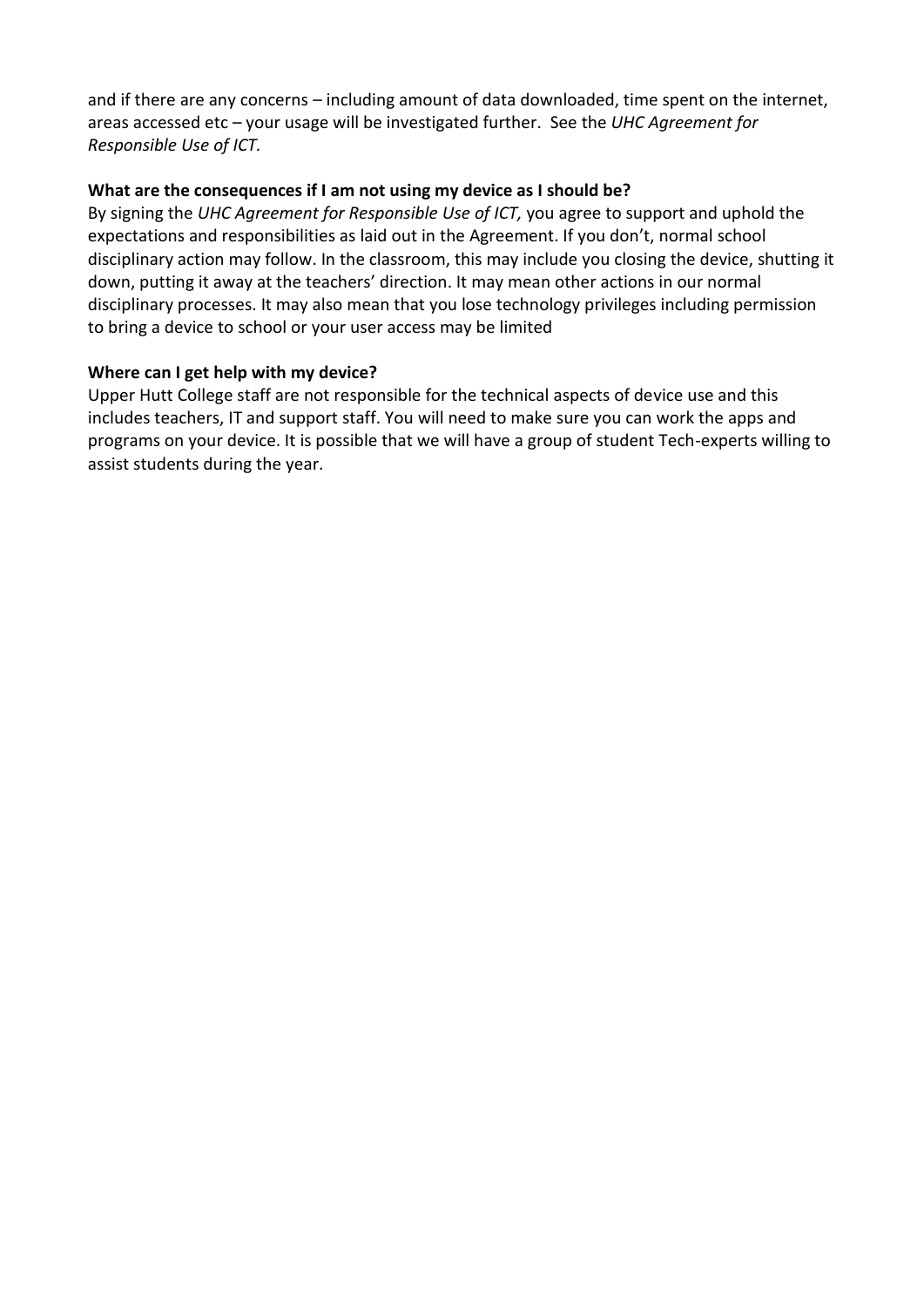and if there are any concerns – including amount of data downloaded, time spent on the internet, areas accessed etc – your usage will be investigated further. See the *UHC Agreement for Responsible Use of ICT.*

**What are the consequences if I am not using my device as I should be?**

By signing the *UHC Agreement for Responsible Use of ICT,* you agree to support and uphold the expectations and responsibilities as laid out in the Agreement. If you don't, normal school disciplinary action may follow. In the classroom, this may include you closing the device, shutting it down, putting it away at the teachers' direction. It may mean other actions in our normal disciplinary processes. It may also mean that you lose technology privileges including permission to bring a device to school or your user access may be limited

**Where can I get help with my device?**

Upper Hutt College staff are not responsible for the technical aspects of device use and this includes teachers, IT and support staff. You will need to make sure you can work the apps and programs on your device. It is possible that we will have a group of student Tech-experts willing to assist students during the year.